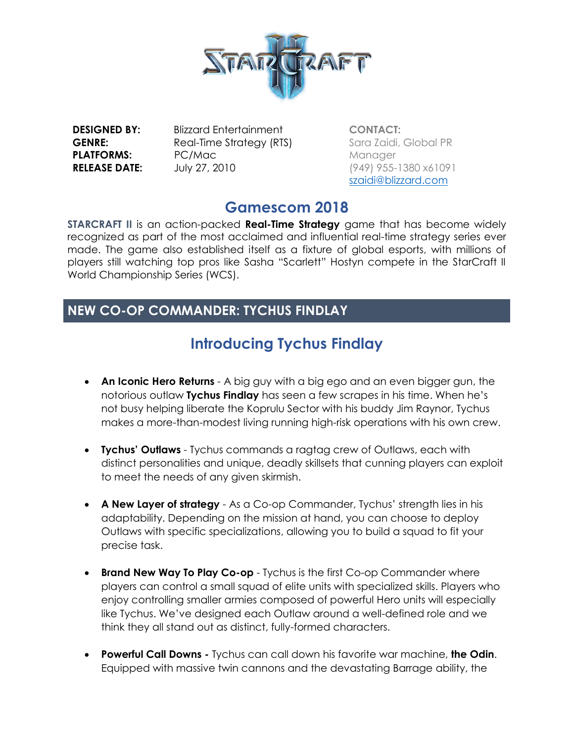| | | |
|---|---|---|
| **DESIGNED BY:** | Blizzard Entertainment | **CONTACT:** |
| **GENRE:** | Real-Time Strategy (RTS) | Sara Zaidi, Global PR Manager |
| **PLATFORMS:** | PC/Mac | (949) 955-1380 x61091 |
| **RELEASE DATE:** | July 27, 2010 | szaidi@blizzard.com |

# Gamescom 2018

**STARCRAFT II** is an action-packed **Real-Time Strategy** game that has become widely recognized as part of the most acclaimed and influential real-time strategy series ever made. The game also established itself as a fixture of global esports, with millions of players still watching top pros like Sasha "Scarlett" Hostyn compete in the StarCraft II World Championship Series (WCS).

## NEW CO-OP COMMANDER: TYCHUS FINDLAY

### Introducing Tychus Findlay

- **An Iconic Hero Returns** - A big guy with a big ego and an even bigger gun, the notorious outlaw **Tychus Findlay** has seen a few scrapes in his time. When he's not busy helping liberate the Koprulu Sector with his buddy Jim Raynor, Tychus makes a more-than-modest living running high-risk operations with his own crew.

- **Tychus' Outlaws** - Tychus commands a ragtag crew of Outlaws, each with distinct personalities and unique, deadly skillsets that cunning players can exploit to meet the needs of any given skirmish.

- **A New Layer of strategy** - As a Co-op Commander, Tychus' strength lies in his adaptability. Depending on the mission at hand, you can choose to deploy Outlaws with specific specializations, allowing you to build a squad to fit your precise task.

- **Brand New Way To Play Co-op** - Tychus is the first Co-op Commander where players can control a small squad of elite units with specialized skills. Players who enjoy controlling smaller armies composed of powerful Hero units will especially like Tychus. We've designed each Outlaw around a well-defined role and we think they all stand out as distinct, fully-formed characters.

- **Powerful Call Downs -** Tychus can call down his favorite war machine, **the Odin**. Equipped with massive twin cannons and the devastating Barrage ability, the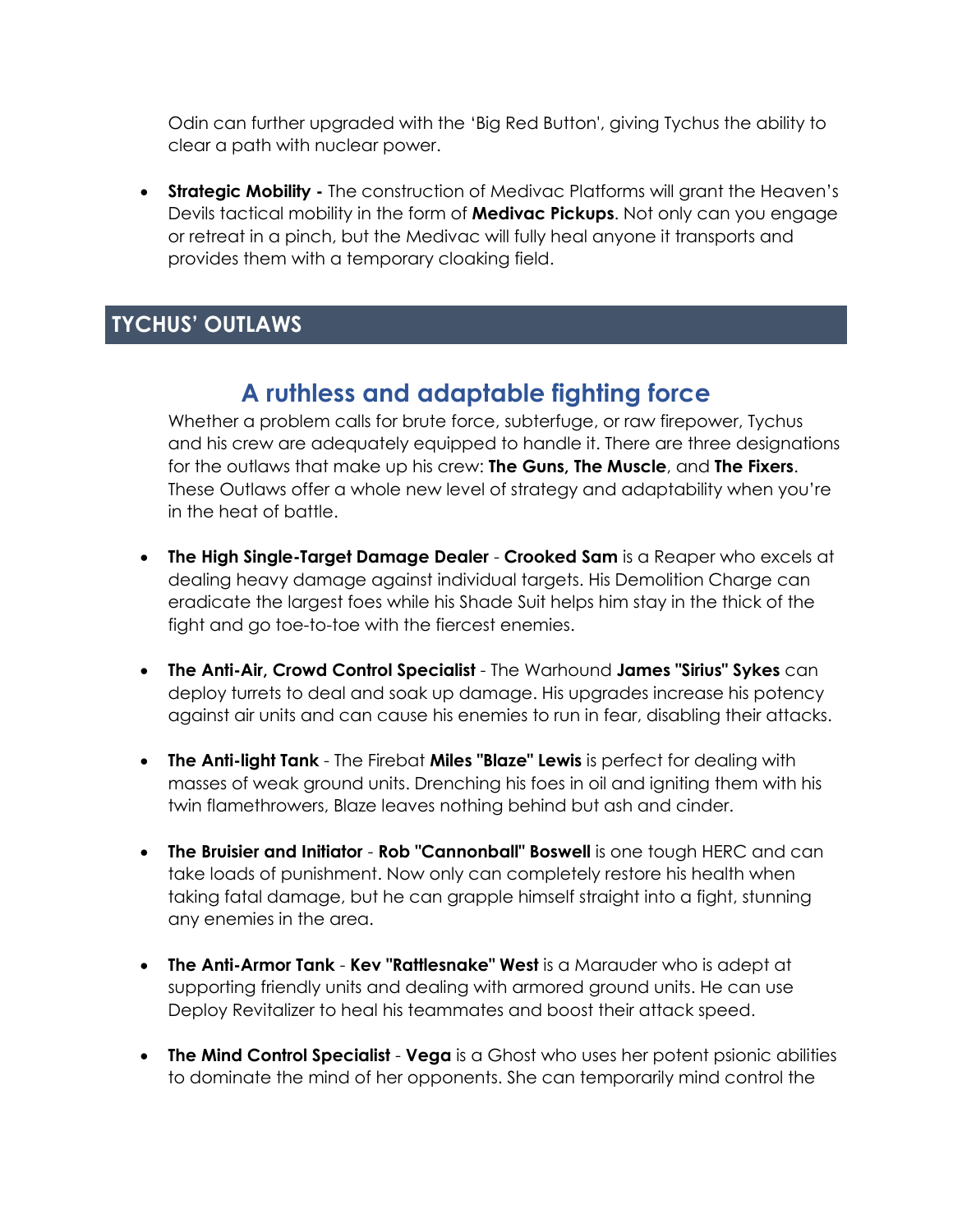Odin can further upgraded with the 'Big Red Button', giving Tychus the ability to clear a path with nuclear power.

- **Strategic Mobility -** The construction of Medivac Platforms will grant the Heaven's Devils tactical mobility in the form of **Medivac Pickups**. Not only can you engage or retreat in a pinch, but the Medivac will fully heal anyone it transports and provides them with a temporary cloaking field.

## TYCHUS' OUTLAWS

### A ruthless and adaptable fighting force

Whether a problem calls for brute force, subterfuge, or raw firepower, Tychus and his crew are adequately equipped to handle it. There are three designations for the outlaws that make up his crew: **The Guns, The Muscle**, and **The Fixers**. These Outlaws offer a whole new level of strategy and adaptability when you're in the heat of battle.

- **The High Single-Target Damage Dealer** - **Crooked Sam** is a Reaper who excels at dealing heavy damage against individual targets. His Demolition Charge can eradicate the largest foes while his Shade Suit helps him stay in the thick of the fight and go toe-to-toe with the fiercest enemies.

- **The Anti-Air, Crowd Control Specialist** - The Warhound **James "Sirius" Sykes** can deploy turrets to deal and soak up damage. His upgrades increase his potency against air units and can cause his enemies to run in fear, disabling their attacks.

- **The Anti-light Tank** - The Firebat **Miles "Blaze" Lewis** is perfect for dealing with masses of weak ground units. Drenching his foes in oil and igniting them with his twin flamethrowers, Blaze leaves nothing behind but ash and cinder.

- **The Bruisier and Initiator** - **Rob "Cannonball" Boswell** is one tough HERC and can take loads of punishment. Now only can completely restore his health when taking fatal damage, but he can grapple himself straight into a fight, stunning any enemies in the area.

- **The Anti-Armor Tank** - **Kev "Rattlesnake" West** is a Marauder who is adept at supporting friendly units and dealing with armored ground units. He can use Deploy Revitalizer to heal his teammates and boost their attack speed.

- **The Mind Control Specialist** - **Vega** is a Ghost who uses her potent psionic abilities to dominate the mind of her opponents. She can temporarily mind control the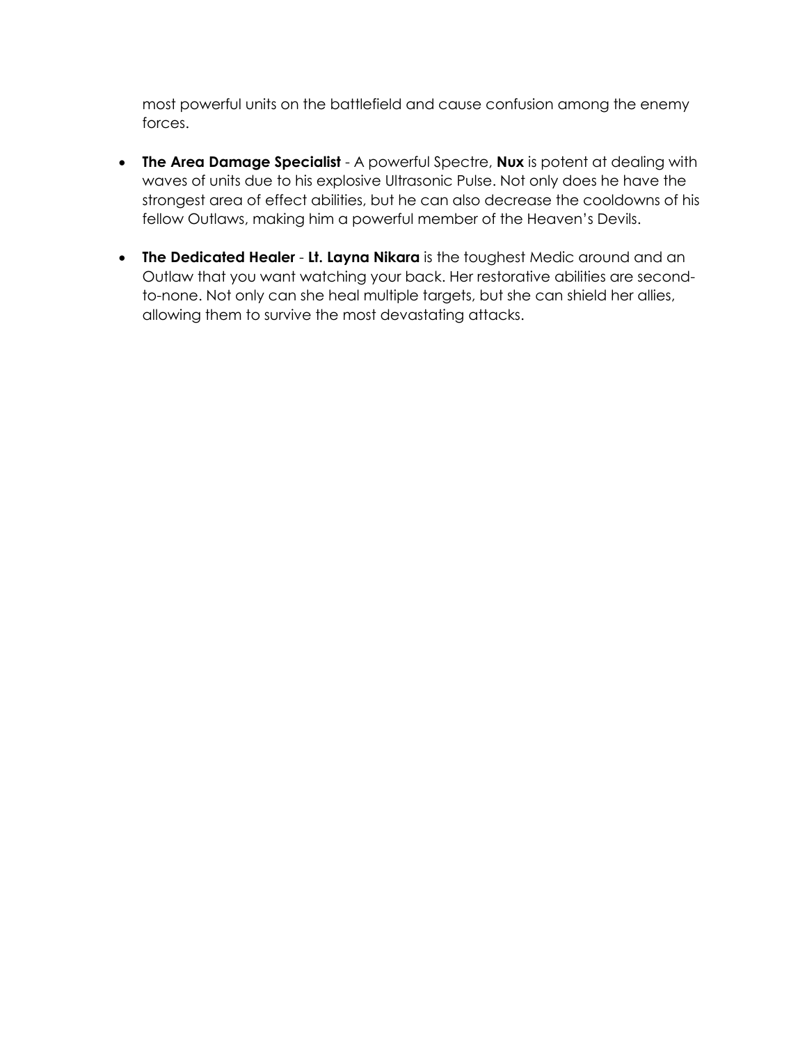most powerful units on the battlefield and cause confusion among the enemy forces.

- **The Area Damage Specialist** - A powerful Spectre, **Nux** is potent at dealing with waves of units due to his explosive Ultrasonic Pulse. Not only does he have the strongest area of effect abilities, but he can also decrease the cooldowns of his fellow Outlaws, making him a powerful member of the Heaven's Devils.
- **The Dedicated Healer** - **Lt. Layna Nikara** is the toughest Medic around and an Outlaw that you want watching your back. Her restorative abilities are second-to-none. Not only can she heal multiple targets, but she can shield her allies, allowing them to survive the most devastating attacks.